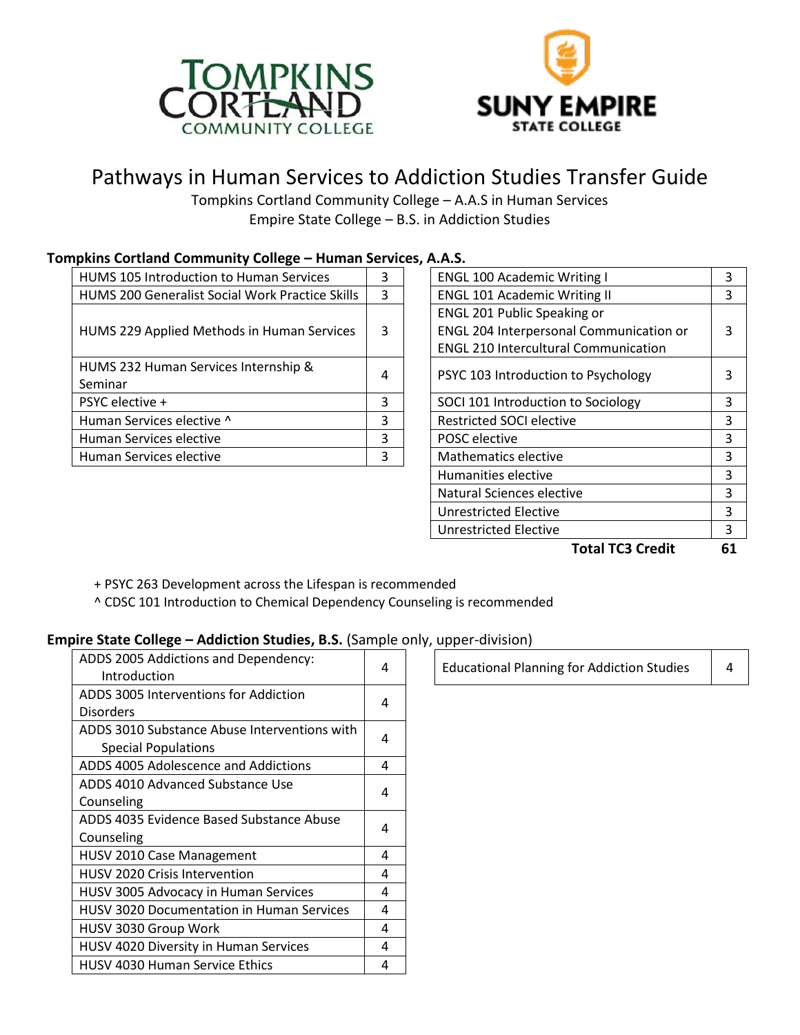# Pathways in Human Services to Addiction Studies Transfer Guide

Tompkins Cortland Community College – A.A.S in Human Services
Empire State College – B.S. in Addiction Studies

### Tompkins Cortland Community College – Human Services, A.A.S.

| Course | Credits |
|---|---|
| HUMS 105 Introduction to Human Services | 3 |
| HUMS 200 Generalist Social Work Practice Skills | 3 |
| HUMS 229 Applied Methods in Human Services | 3 |
| HUMS 232 Human Services Internship & Seminar | 4 |
| PSYC elective + | 3 |
| Human Services elective ^ | 3 |
| Human Services elective | 3 |
| Human Services elective | 3 |

| Course | Credits |
|---|---|
| ENGL 100 Academic Writing I | 3 |
| ENGL 101 Academic Writing II | 3 |
| ENGL 201 Public Speaking or ENGL 204 Interpersonal Communication or ENGL 210 Intercultural Communication | 3 |
| PSYC 103 Introduction to Psychology | 3 |
| SOCI 101 Introduction to Sociology | 3 |
| Restricted SOCI elective | 3 |
| POSC elective | 3 |
| Mathematics elective | 3 |
| Humanities elective | 3 |
| Natural Sciences elective | 3 |
| Unrestricted Elective | 3 |
| Unrestricted Elective | 3 |
| **Total TC3 Credit** | **61** |

+ PSYC 263 Development across the Lifespan is recommended
^ CDSC 101 Introduction to Chemical Dependency Counseling is recommended

### Empire State College – Addiction Studies, B.S. (Sample only, upper-division)

| Course | Credits |
|---|---|
| ADDS 2005 Addictions and Dependency: Introduction | 4 |
| ADDS 3005 Interventions for Addiction Disorders | 4 |
| ADDS 3010 Substance Abuse Interventions with Special Populations | 4 |
| ADDS 4005 Adolescence and Addictions | 4 |
| ADDS 4010 Advanced Substance Use Counseling | 4 |
| ADDS 4035 Evidence Based Substance Abuse Counseling | 4 |
| HUSV 2010 Case Management | 4 |
| HUSV 2020 Crisis Intervention | 4 |
| HUSV 3005 Advocacy in Human Services | 4 |
| HUSV 3020 Documentation in Human Services | 4 |
| HUSV 3030 Group Work | 4 |
| HUSV 4020 Diversity in Human Services | 4 |
| HUSV 4030 Human Service Ethics | 4 |

| Course | Credits |
|---|---|
| Educational Planning for Addiction Studies | 4 |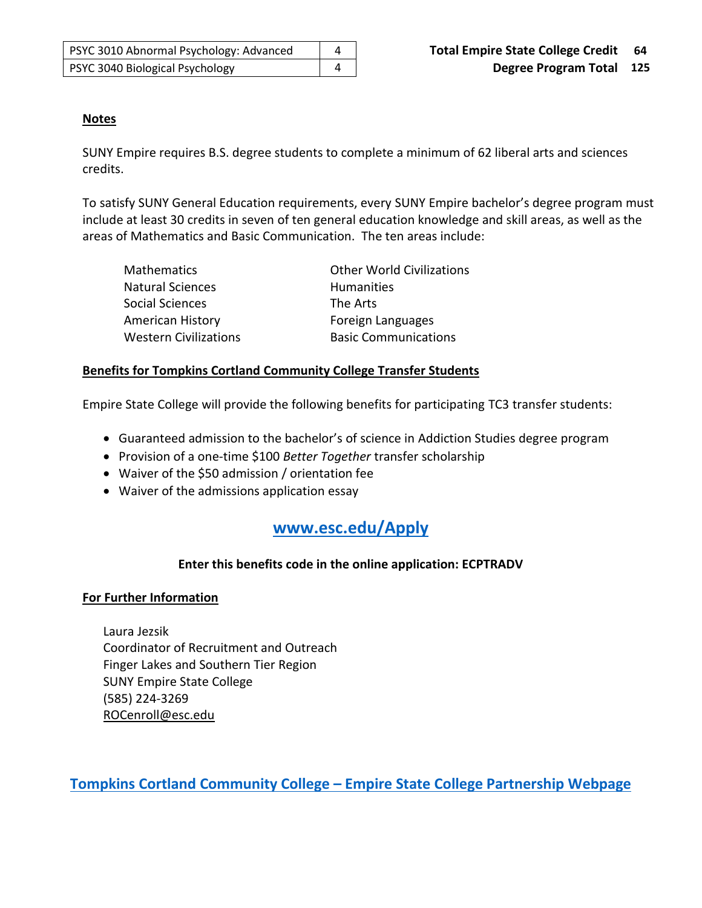| | |
|---|---|
| PSYC 3010 Abnormal Psychology: Advanced | 4 |
| PSYC 3040 Biological Psychology | 4 |

**Total Empire State College Credit 64**
**Degree Program Total 125**

**Notes**

SUNY Empire requires B.S. degree students to complete a minimum of 62 liberal arts and sciences credits.

To satisfy SUNY General Education requirements, every SUNY Empire bachelor's degree program must include at least 30 credits in seven of ten general education knowledge and skill areas, as well as the areas of Mathematics and Basic Communication. The ten areas include:

| | |
|---|---|
| Mathematics | Other World Civilizations |
| Natural Sciences | Humanities |
| Social Sciences | The Arts |
| American History | Foreign Languages |
| Western Civilizations | Basic Communications |

**Benefits for Tompkins Cortland Community College Transfer Students**

Empire State College will provide the following benefits for participating TC3 transfer students:

- Guaranteed admission to the bachelor's of science in Addiction Studies degree program
- Provision of a one-time $100 *Better Together* transfer scholarship
- Waiver of the $50 admission / orientation fee
- Waiver of the admissions application essay

**www.esc.edu/Apply**

**Enter this benefits code in the online application: ECPTRADV**

**For Further Information**

Laura Jezsik
Coordinator of Recruitment and Outreach
Finger Lakes and Southern Tier Region
SUNY Empire State College
(585) 224-3269
ROCenroll@esc.edu

**Tompkins Cortland Community College – Empire State College Partnership Webpage**